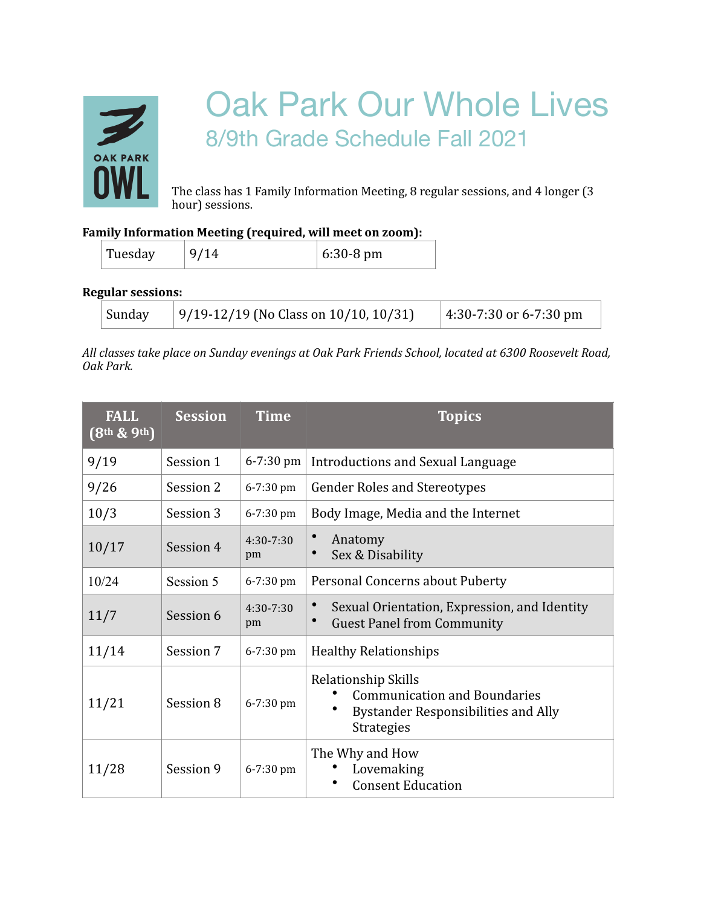# Oak Park Our Whole Lives

## 8/9th Grade Schedule Fall 2021

The class has 1 Family Information Meeting, 8 regular sessions, and 4 longer (3 hour) sessions.

**Family Information Meeting (required, will meet on zoom):**

| Tuesday | 9/14 | 6:30-8 pm |
|---|---|---|

**Regular sessions:**

| Sunday | 9/19-12/19 (No Class on 10/10, 10/31) | 4:30-7:30 or 6-7:30 pm |
|---|---|---|

*All classes take place on Sunday evenings at Oak Park Friends School, located at 6300 Roosevelt Road, Oak Park.*

| FALL (8th & 9th) | Session | Time | Topics |
|---|---|---|---|
| 9/19 | Session 1 | 6-7:30 pm | Introductions and Sexual Language |
| 9/26 | Session 2 | 6-7:30 pm | Gender Roles and Stereotypes |
| 10/3 | Session 3 | 6-7:30 pm | Body Image, Media and the Internet |
| 10/17 | Session 4 | 4:30-7:30 pm | • Anatomy<br>• Sex & Disability |
| 10/24 | Session 5 | 6-7:30 pm | Personal Concerns about Puberty |
| 11/7 | Session 6 | 4:30-7:30 pm | • Sexual Orientation, Expression, and Identity<br>• Guest Panel from Community |
| 11/14 | Session 7 | 6-7:30 pm | Healthy Relationships |
| 11/21 | Session 8 | 6-7:30 pm | Relationship Skills<br>• Communication and Boundaries<br>• Bystander Responsibilities and Ally Strategies |
| 11/28 | Session 9 | 6-7:30 pm | The Why and How<br>• Lovemaking<br>• Consent Education |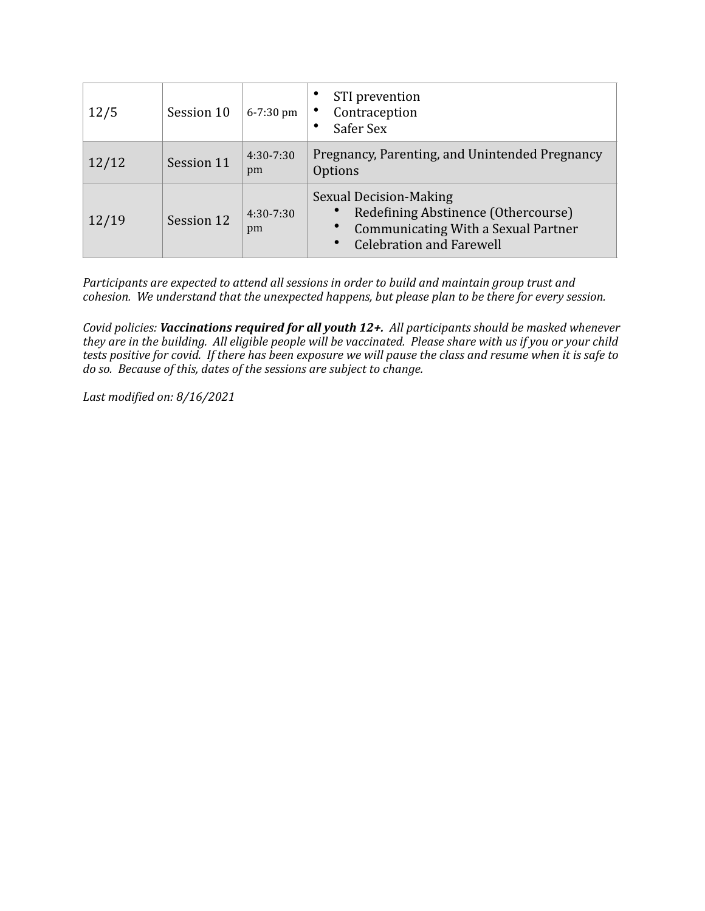| | | | |
|---|---|---|---|
| 12/5 | Session 10 | 6-7:30 pm | • STI prevention<br>• Contraception<br>• Safer Sex |
| 12/12 | Session 11 | 4:30-7:30 pm | Pregnancy, Parenting, and Unintended Pregnancy Options |
| 12/19 | Session 12 | 4:30-7:30 pm | Sexual Decision-Making<br>• Redefining Abstinence (Othercourse)<br>• Communicating With a Sexual Partner<br>• Celebration and Farewell |

*Participants are expected to attend all sessions in order to build and maintain group trust and cohesion. We understand that the unexpected happens, but please plan to be there for every session.*

*Covid policies: **Vaccinations required for all youth 12+.** All participants should be masked whenever they are in the building. All eligible people will be vaccinated. Please share with us if you or your child tests positive for covid. If there has been exposure we will pause the class and resume when it is safe to do so. Because of this, dates of the sessions are subject to change.*

*Last modified on: 8/16/2021*